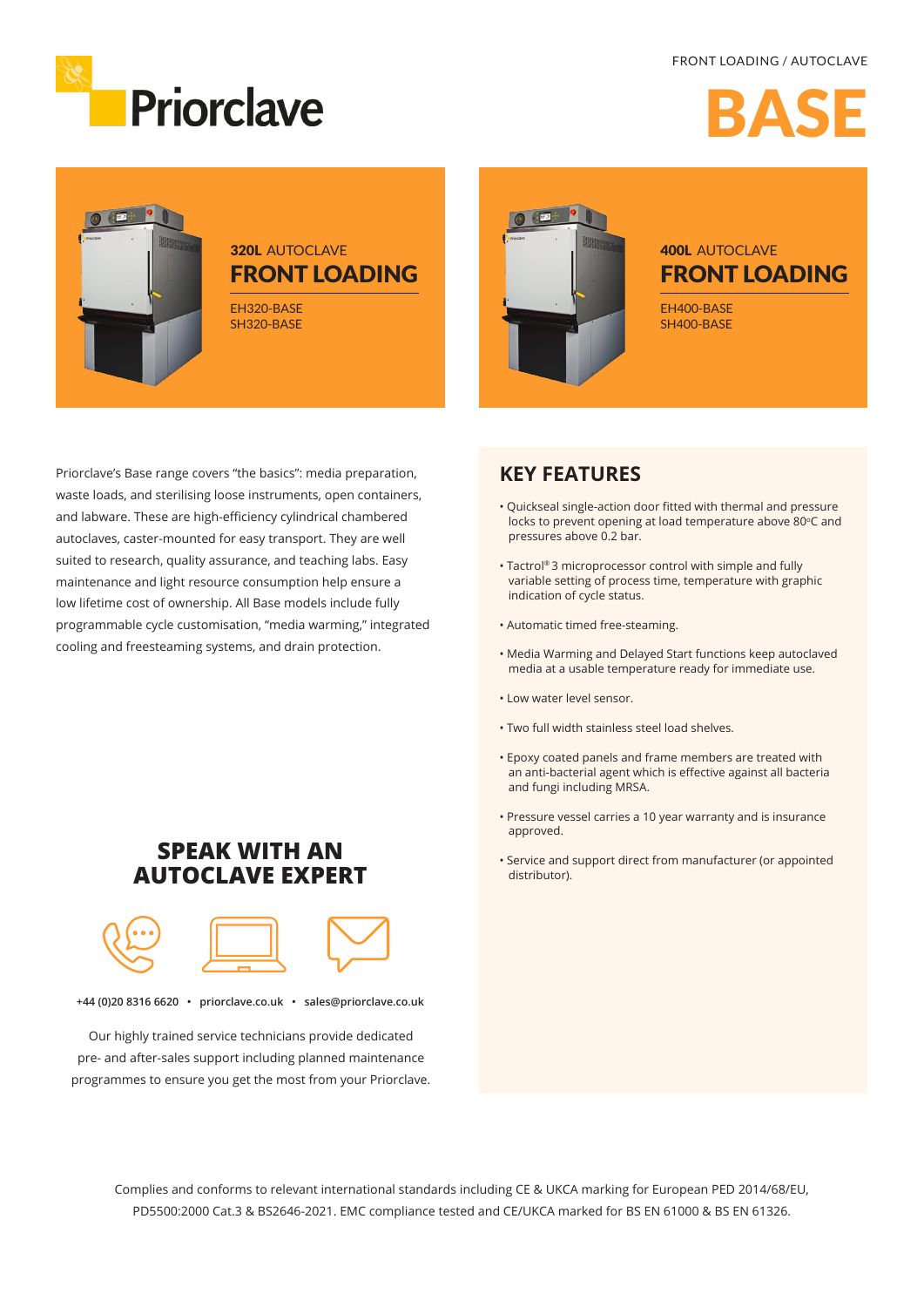Priorclave

FRONT LOADING / AUTOCLAVE

# BASE

## 320L AUTOCLAVE FRONT LOADING

EH320-BASE
SH320-BASE

## 400L AUTOCLAVE FRONT LOADING

EH400-BASE
SH400-BASE

Priorclave's Base range covers "the basics": media preparation, waste loads, and sterilising loose instruments, open containers, and labware. These are high-efficiency cylindrical chambered autoclaves, caster-mounted for easy transport. They are well suited to research, quality assurance, and teaching labs. Easy maintenance and light resource consumption help ensure a low lifetime cost of ownership. All Base models include fully programmable cycle customisation, "media warming," integrated cooling and freesteaming systems, and drain protection.

## KEY FEATURES

- Quickseal single-action door fitted with thermal and pressure locks to prevent opening at load temperature above 80°C and pressures above 0.2 bar.
- Tactrol® 3 microprocessor control with simple and fully variable setting of process time, temperature with graphic indication of cycle status.
- Automatic timed free-steaming.
- Media Warming and Delayed Start functions keep autoclaved media at a usable temperature ready for immediate use.
- Low water level sensor.
- Two full width stainless steel load shelves.
- Epoxy coated panels and frame members are treated with an anti-bacterial agent which is effective against all bacteria and fungi including MRSA.
- Pressure vessel carries a 10 year warranty and is insurance approved.
- Service and support direct from manufacturer (or appointed distributor).

## SPEAK WITH AN AUTOCLAVE EXPERT

+44 (0)20 8316 6620 • priorclave.co.uk • sales@priorclave.co.uk

Our highly trained service technicians provide dedicated pre- and after-sales support including planned maintenance programmes to ensure you get the most from your Priorclave.

Complies and conforms to relevant international standards including CE & UKCA marking for European PED 2014/68/EU, PD5500:2000 Cat.3 & BS2646-2021. EMC compliance tested and CE/UKCA marked for BS EN 61000 & BS EN 61326.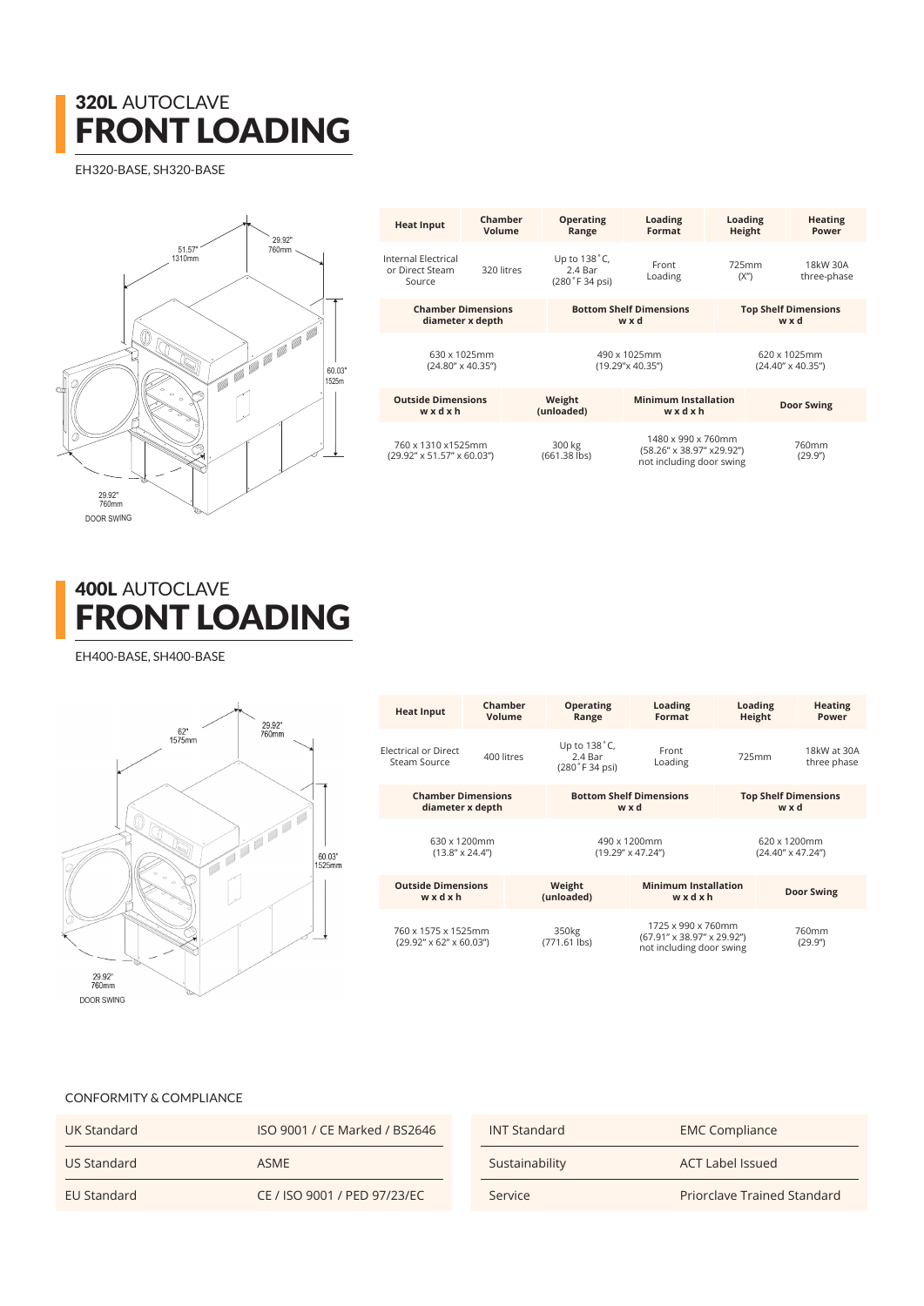# 320L AUTOCLAVE FRONT LOADING

EH320-BASE, SH320-BASE

51.57"
1310mm

29.92"
760mm

60.03"
1525m

29.92"
760mm
DOOR SWING

| Heat Input | Chamber Volume | Operating Range | Loading Format | Loading Height | Heating Power |
|---|---|---|---|---|---|
| Internal Electrical or Direct Steam Source | 320 litres | Up to 138˚C, 2.4 Bar (280˚F 34 psi) | Front Loading | 725mm (X") | 18kW 30A three-phase |

| Chamber Dimensions diameter x depth | Bottom Shelf Dimensions w x d | Top Shelf Dimensions w x d |
|---|---|---|
| 630 x 1025mm (24.80" x 40.35") | 490 x 1025mm (19.29"x 40.35") | 620 x 1025mm (24.40" x 40.35") |

| Outside Dimensions w x d x h | Weight (unloaded) | Minimum Installation w x d x h | Door Swing |
|---|---|---|---|
| 760 x 1310 x1525mm (29.92" x 51.57" x 60.03") | 300 kg (661.38 lbs) | 1480 x 990 x 760mm (58.26" x 38.97" x29.92") not including door swing | 760mm (29.9") |

# 400L AUTOCLAVE FRONT LOADING

EH400-BASE, SH400-BASE

62"
1575mm

29.92"
760mm

60.03"
1525mm

29.92"
760mm
DOOR SWING

| Heat Input | Chamber Volume | Operating Range | Loading Format | Loading Height | Heating Power |
|---|---|---|---|---|---|
| Electrical or Direct Steam Source | 400 litres | Up to 138˚C, 2.4 Bar (280˚F 34 psi) | Front Loading | 725mm | 18kW at 30A three phase |

| Chamber Dimensions diameter x depth | Bottom Shelf Dimensions w x d | Top Shelf Dimensions w x d |
|---|---|---|
| 630 x 1200mm (13.8" x 24.4") | 490 x 1200mm (19.29" x 47.24") | 620 x 1200mm (24.40" x 47.24") |

| Outside Dimensions w x d x h | Weight (unloaded) | Minimum Installation w x d x h | Door Swing |
|---|---|---|---|
| 760 x 1575 x 1525mm (29.92" x 62" x 60.03") | 350kg (771.61 lbs) | 1725 x 990 x 760mm (67.91" x 38.97" x 29.92") not including door swing | 760mm (29.9") |

CONFORMITY & COMPLIANCE

| | | | |
|---|---|---|---|
| UK Standard | ISO 9001 / CE Marked / BS2646 | INT Standard | EMC Compliance |
| US Standard | ASME | Sustainability | ACT Label Issued |
| EU Standard | CE / ISO 9001 / PED 97/23/EC | Service | Priorclave Trained Standard |